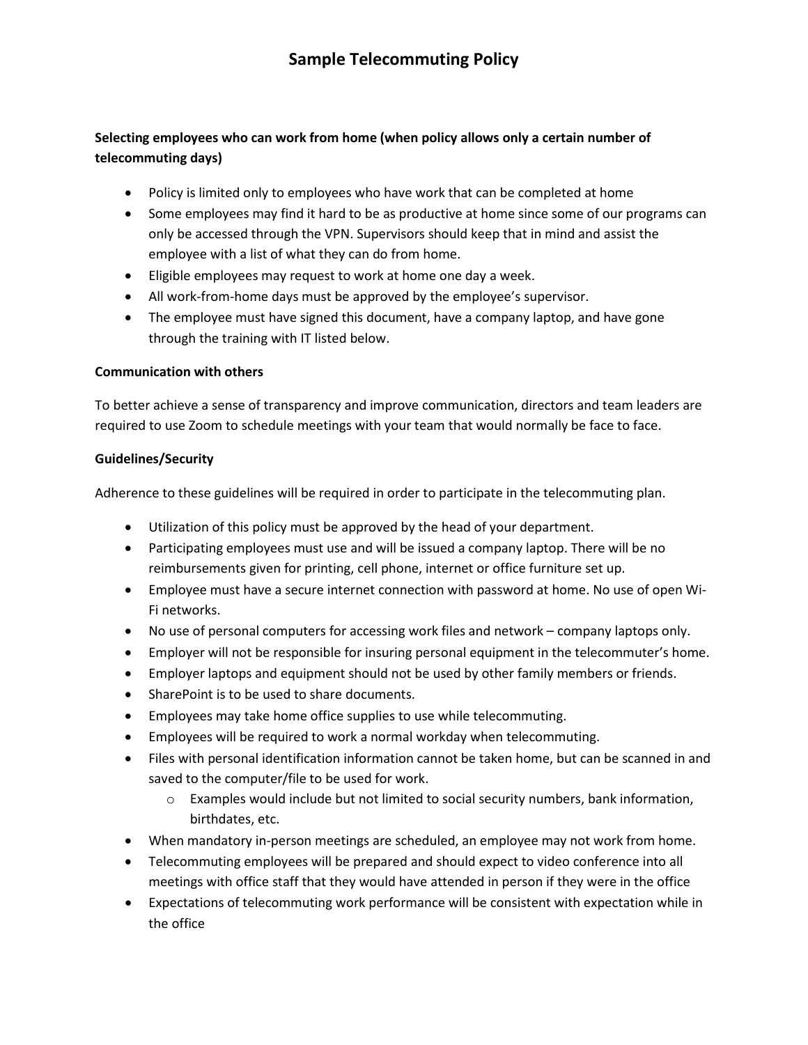# Sample Telecommuting Policy

**Selecting employees who can work from home (when policy allows only a certain number of telecommuting days)**

- Policy is limited only to employees who have work that can be completed at home
- Some employees may find it hard to be as productive at home since some of our programs can only be accessed through the VPN. Supervisors should keep that in mind and assist the employee with a list of what they can do from home.
- Eligible employees may request to work at home one day a week.
- All work-from-home days must be approved by the employee's supervisor.
- The employee must have signed this document, have a company laptop, and have gone through the training with IT listed below.

**Communication with others**

To better achieve a sense of transparency and improve communication, directors and team leaders are required to use Zoom to schedule meetings with your team that would normally be face to face.

**Guidelines/Security**

Adherence to these guidelines will be required in order to participate in the telecommuting plan.

- Utilization of this policy must be approved by the head of your department.
- Participating employees must use and will be issued a company laptop. There will be no reimbursements given for printing, cell phone, internet or office furniture set up.
- Employee must have a secure internet connection with password at home. No use of open Wi-Fi networks.
- No use of personal computers for accessing work files and network – company laptops only.
- Employer will not be responsible for insuring personal equipment in the telecommuter's home.
- Employer laptops and equipment should not be used by other family members or friends.
- SharePoint is to be used to share documents.
- Employees may take home office supplies to use while telecommuting.
- Employees will be required to work a normal workday when telecommuting.
- Files with personal identification information cannot be taken home, but can be scanned in and saved to the computer/file to be used for work.
    - Examples would include but not limited to social security numbers, bank information, birthdates, etc.
- When mandatory in-person meetings are scheduled, an employee may not work from home.
- Telecommuting employees will be prepared and should expect to video conference into all meetings with office staff that they would have attended in person if they were in the office
- Expectations of telecommuting work performance will be consistent with expectation while in the office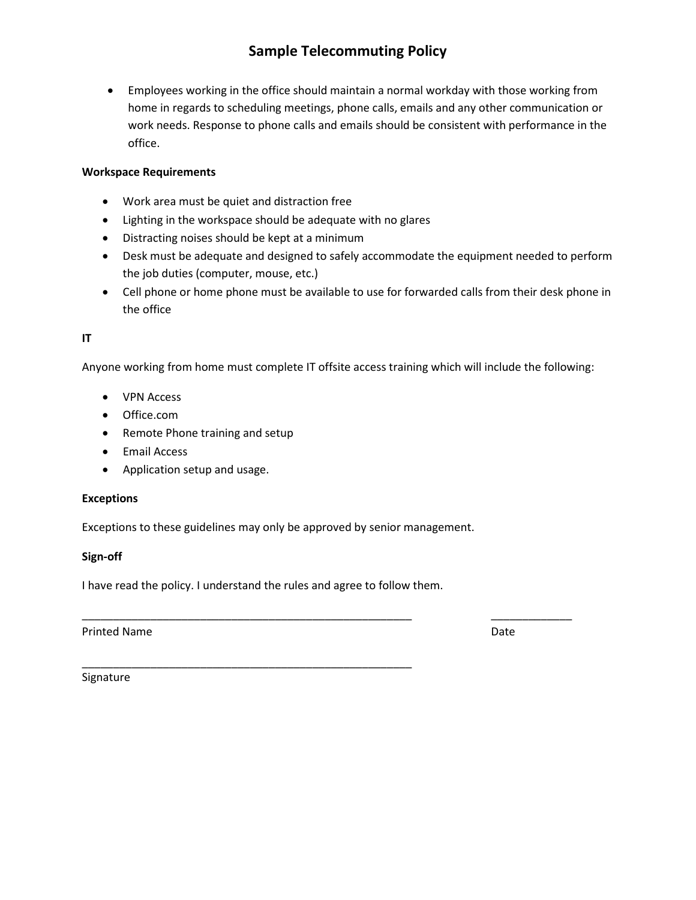# Sample Telecommuting Policy

- Employees working in the office should maintain a normal workday with those working from home in regards to scheduling meetings, phone calls, emails and any other communication or work needs. Response to phone calls and emails should be consistent with performance in the office.

**Workspace Requirements**

- Work area must be quiet and distraction free
- Lighting in the workspace should be adequate with no glares
- Distracting noises should be kept at a minimum
- Desk must be adequate and designed to safely accommodate the equipment needed to perform the job duties (computer, mouse, etc.)
- Cell phone or home phone must be available to use for forwarded calls from their desk phone in the office

**IT**

Anyone working from home must complete IT offsite access training which will include the following:

- VPN Access
- Office.com
- Remote Phone training and setup
- Email Access
- Application setup and usage.

**Exceptions**

Exceptions to these guidelines may only be approved by senior management.

**Sign-off**

I have read the policy. I understand the rules and agree to follow them.

_______________________________________________________ _____________

Printed Name Date

_______________________________________________________

Signature